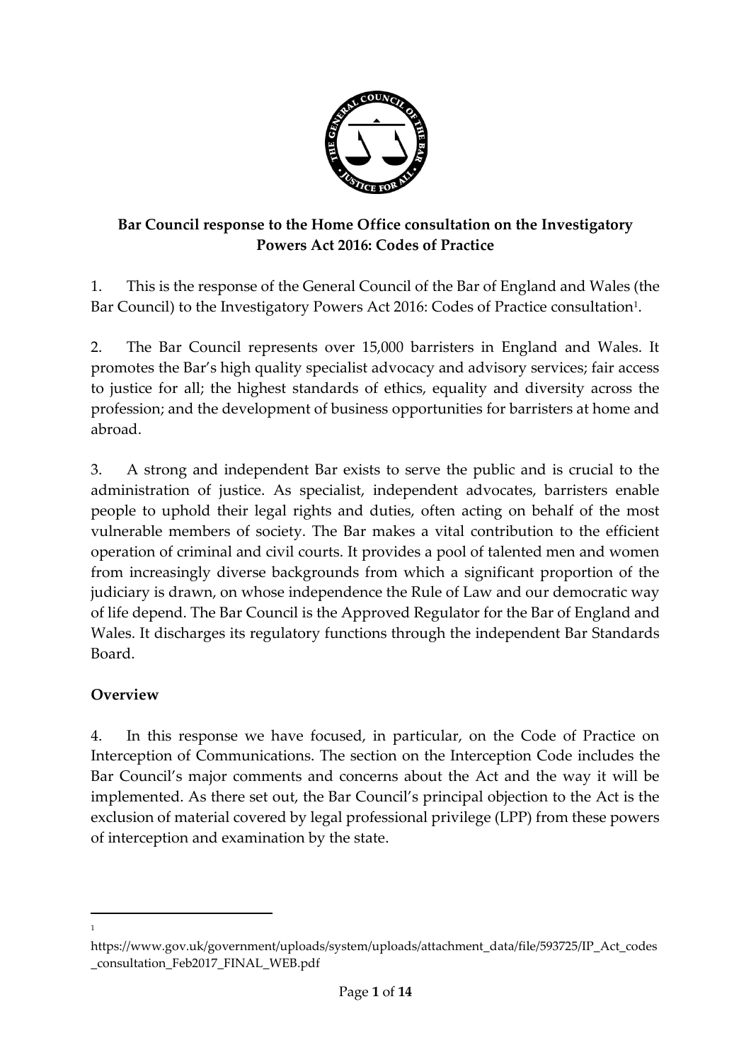**Bar Council response to the Home Office consultation on the Investigatory Powers Act 2016: Codes of Practice**

1. This is the response of the General Council of the Bar of England and Wales (the Bar Council) to the Investigatory Powers Act 2016: Codes of Practice consultation[1].

2. The Bar Council represents over 15,000 barristers in England and Wales. It promotes the Bar's high quality specialist advocacy and advisory services; fair access to justice for all; the highest standards of ethics, equality and diversity across the profession; and the development of business opportunities for barristers at home and abroad.

3. A strong and independent Bar exists to serve the public and is crucial to the administration of justice. As specialist, independent advocates, barristers enable people to uphold their legal rights and duties, often acting on behalf of the most vulnerable members of society. The Bar makes a vital contribution to the efficient operation of criminal and civil courts. It provides a pool of talented men and women from increasingly diverse backgrounds from which a significant proportion of the judiciary is drawn, on whose independence the Rule of Law and our democratic way of life depend. The Bar Council is the Approved Regulator for the Bar of England and Wales. It discharges its regulatory functions through the independent Bar Standards Board.

## Overview

4. In this response we have focused, in particular, on the Code of Practice on Interception of Communications. The section on the Interception Code includes the Bar Council's major comments and concerns about the Act and the way it will be implemented. As there set out, the Bar Council's principal objection to the Act is the exclusion of material covered by legal professional privilege (LPP) from these powers of interception and examination by the state.

---

[1] https://www.gov.uk/government/uploads/system/uploads/attachment_data/file/593725/IP_Act_codes_consultation_Feb2017_FINAL_WEB.pdf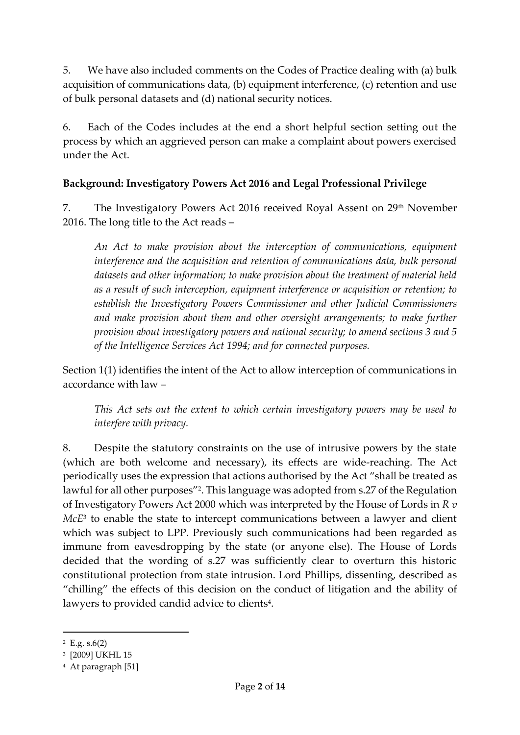5. We have also included comments on the Codes of Practice dealing with (a) bulk acquisition of communications data, (b) equipment interference, (c) retention and use of bulk personal datasets and (d) national security notices.

6. Each of the Codes includes at the end a short helpful section setting out the process by which an aggrieved person can make a complaint about powers exercised under the Act.

**Background: Investigatory Powers Act 2016 and Legal Professional Privilege**

7. The Investigatory Powers Act 2016 received Royal Assent on 29th November 2016. The long title to the Act reads –

> *An Act to make provision about the interception of communications, equipment interference and the acquisition and retention of communications data, bulk personal datasets and other information; to make provision about the treatment of material held as a result of such interception, equipment interference or acquisition or retention; to establish the Investigatory Powers Commissioner and other Judicial Commissioners and make provision about them and other oversight arrangements; to make further provision about investigatory powers and national security; to amend sections 3 and 5 of the Intelligence Services Act 1994; and for connected purposes.*

Section 1(1) identifies the intent of the Act to allow interception of communications in accordance with law –

> *This Act sets out the extent to which certain investigatory powers may be used to interfere with privacy.*

8. Despite the statutory constraints on the use of intrusive powers by the state (which are both welcome and necessary), its effects are wide-reaching. The Act periodically uses the expression that actions authorised by the Act "shall be treated as lawful for all other purposes"[2]. This language was adopted from s.27 of the Regulation of Investigatory Powers Act 2000 which was interpreted by the House of Lords in *R v McE*[3] to enable the state to intercept communications between a lawyer and client which was subject to LPP. Previously such communications had been regarded as immune from eavesdropping by the state (or anyone else). The House of Lords decided that the wording of s.27 was sufficiently clear to overturn this historic constitutional protection from state intrusion. Lord Phillips, dissenting, described as "chilling" the effects of this decision on the conduct of litigation and the ability of lawyers to provided candid advice to clients[4].

---

[2] E.g. s.6(2)

[3] [2009] UKHL 15

[4] At paragraph [51]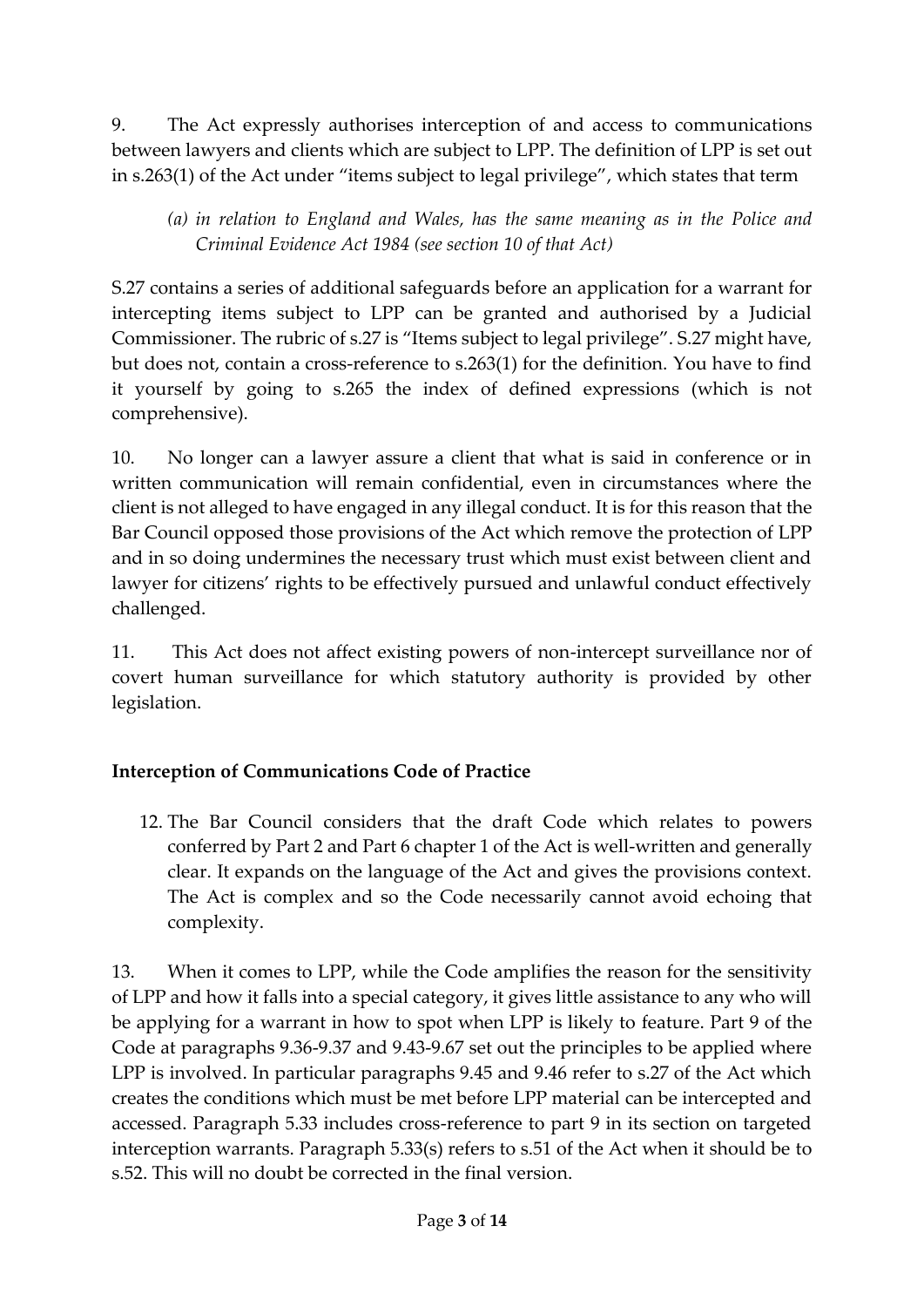9. The Act expressly authorises interception of and access to communications between lawyers and clients which are subject to LPP. The definition of LPP is set out in s.263(1) of the Act under "items subject to legal privilege", which states that term

> *(a) in relation to England and Wales, has the same meaning as in the Police and Criminal Evidence Act 1984 (see section 10 of that Act)*

S.27 contains a series of additional safeguards before an application for a warrant for intercepting items subject to LPP can be granted and authorised by a Judicial Commissioner. The rubric of s.27 is "Items subject to legal privilege". S.27 might have, but does not, contain a cross-reference to s.263(1) for the definition. You have to find it yourself by going to s.265 the index of defined expressions (which is not comprehensive).

10. No longer can a lawyer assure a client that what is said in conference or in written communication will remain confidential, even in circumstances where the client is not alleged to have engaged in any illegal conduct. It is for this reason that the Bar Council opposed those provisions of the Act which remove the protection of LPP and in so doing undermines the necessary trust which must exist between client and lawyer for citizens' rights to be effectively pursued and unlawful conduct effectively challenged.

11. This Act does not affect existing powers of non-intercept surveillance nor of covert human surveillance for which statutory authority is provided by other legislation.

**Interception of Communications Code of Practice**

12. The Bar Council considers that the draft Code which relates to powers conferred by Part 2 and Part 6 chapter 1 of the Act is well-written and generally clear. It expands on the language of the Act and gives the provisions context. The Act is complex and so the Code necessarily cannot avoid echoing that complexity.

13. When it comes to LPP, while the Code amplifies the reason for the sensitivity of LPP and how it falls into a special category, it gives little assistance to any who will be applying for a warrant in how to spot when LPP is likely to feature. Part 9 of the Code at paragraphs 9.36-9.37 and 9.43-9.67 set out the principles to be applied where LPP is involved. In particular paragraphs 9.45 and 9.46 refer to s.27 of the Act which creates the conditions which must be met before LPP material can be intercepted and accessed. Paragraph 5.33 includes cross-reference to part 9 in its section on targeted interception warrants. Paragraph 5.33(s) refers to s.51 of the Act when it should be to s.52. This will no doubt be corrected in the final version.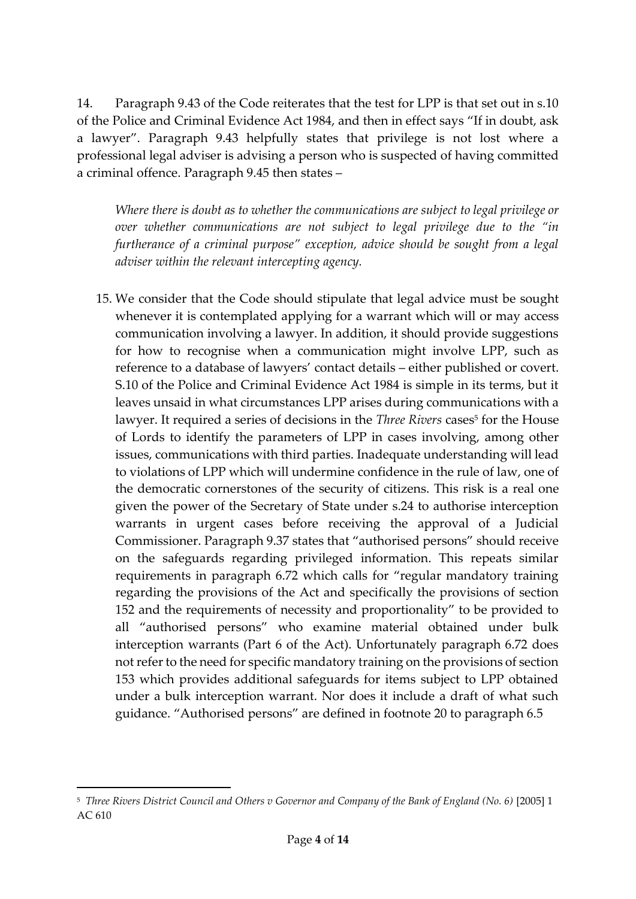14. Paragraph 9.43 of the Code reiterates that the test for LPP is that set out in s.10 of the Police and Criminal Evidence Act 1984, and then in effect says "If in doubt, ask a lawyer". Paragraph 9.43 helpfully states that privilege is not lost where a professional legal adviser is advising a person who is suspected of having committed a criminal offence. Paragraph 9.45 then states –

> *Where there is doubt as to whether the communications are subject to legal privilege or over whether communications are not subject to legal privilege due to the "in furtherance of a criminal purpose" exception, advice should be sought from a legal adviser within the relevant intercepting agency.*

15. We consider that the Code should stipulate that legal advice must be sought whenever it is contemplated applying for a warrant which will or may access communication involving a lawyer. In addition, it should provide suggestions for how to recognise when a communication might involve LPP, such as reference to a database of lawyers' contact details – either published or covert. S.10 of the Police and Criminal Evidence Act 1984 is simple in its terms, but it leaves unsaid in what circumstances LPP arises during communications with a lawyer. It required a series of decisions in the *Three Rivers* cases[5] for the House of Lords to identify the parameters of LPP in cases involving, among other issues, communications with third parties. Inadequate understanding will lead to violations of LPP which will undermine confidence in the rule of law, one of the democratic cornerstones of the security of citizens. This risk is a real one given the power of the Secretary of State under s.24 to authorise interception warrants in urgent cases before receiving the approval of a Judicial Commissioner. Paragraph 9.37 states that "authorised persons" should receive on the safeguards regarding privileged information. This repeats similar requirements in paragraph 6.72 which calls for "regular mandatory training regarding the provisions of the Act and specifically the provisions of section 152 and the requirements of necessity and proportionality" to be provided to all "authorised persons" who examine material obtained under bulk interception warrants (Part 6 of the Act). Unfortunately paragraph 6.72 does not refer to the need for specific mandatory training on the provisions of section 153 which provides additional safeguards for items subject to LPP obtained under a bulk interception warrant. Nor does it include a draft of what such guidance. "Authorised persons" are defined in footnote 20 to paragraph 6.5

---

[5] *Three Rivers District Council and Others v Governor and Company of the Bank of England (No. 6)* [2005] 1 AC 610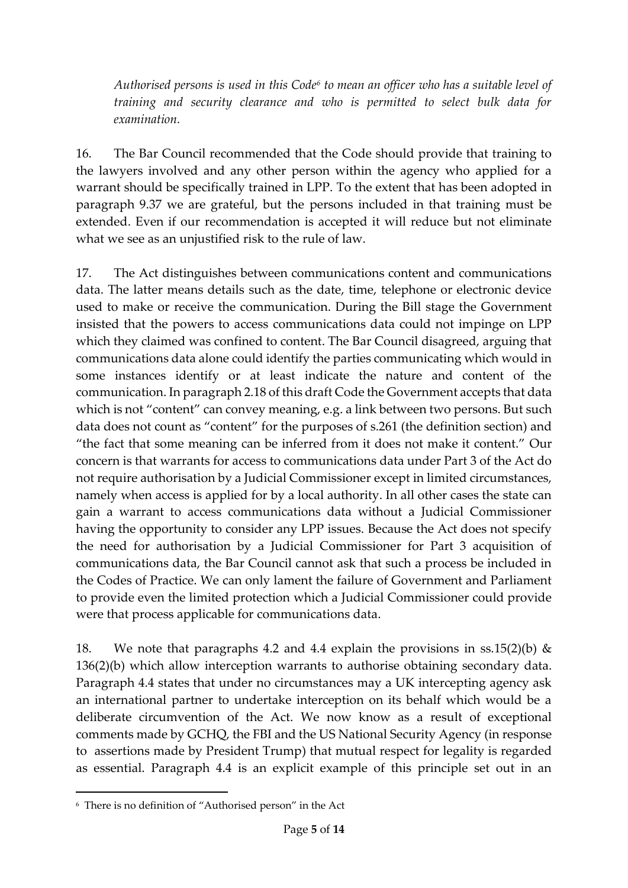*Authorised persons is used in this Code[6] to mean an officer who has a suitable level of training and security clearance and who is permitted to select bulk data for examination.*

16. The Bar Council recommended that the Code should provide that training to the lawyers involved and any other person within the agency who applied for a warrant should be specifically trained in LPP. To the extent that has been adopted in paragraph 9.37 we are grateful, but the persons included in that training must be extended. Even if our recommendation is accepted it will reduce but not eliminate what we see as an unjustified risk to the rule of law.

17. The Act distinguishes between communications content and communications data. The latter means details such as the date, time, telephone or electronic device used to make or receive the communication. During the Bill stage the Government insisted that the powers to access communications data could not impinge on LPP which they claimed was confined to content. The Bar Council disagreed, arguing that communications data alone could identify the parties communicating which would in some instances identify or at least indicate the nature and content of the communication. In paragraph 2.18 of this draft Code the Government accepts that data which is not "content" can convey meaning, e.g. a link between two persons. But such data does not count as "content" for the purposes of s.261 (the definition section) and "the fact that some meaning can be inferred from it does not make it content." Our concern is that warrants for access to communications data under Part 3 of the Act do not require authorisation by a Judicial Commissioner except in limited circumstances, namely when access is applied for by a local authority. In all other cases the state can gain a warrant to access communications data without a Judicial Commissioner having the opportunity to consider any LPP issues. Because the Act does not specify the need for authorisation by a Judicial Commissioner for Part 3 acquisition of communications data, the Bar Council cannot ask that such a process be included in the Codes of Practice. We can only lament the failure of Government and Parliament to provide even the limited protection which a Judicial Commissioner could provide were that process applicable for communications data.

18. We note that paragraphs 4.2 and 4.4 explain the provisions in ss.15(2)(b) & 136(2)(b) which allow interception warrants to authorise obtaining secondary data. Paragraph 4.4 states that under no circumstances may a UK intercepting agency ask an international partner to undertake interception on its behalf which would be a deliberate circumvention of the Act. We now know as a result of exceptional comments made by GCHQ, the FBI and the US National Security Agency (in response to assertions made by President Trump) that mutual respect for legality is regarded as essential. Paragraph 4.4 is an explicit example of this principle set out in an

[6] There is no definition of "Authorised person" in the Act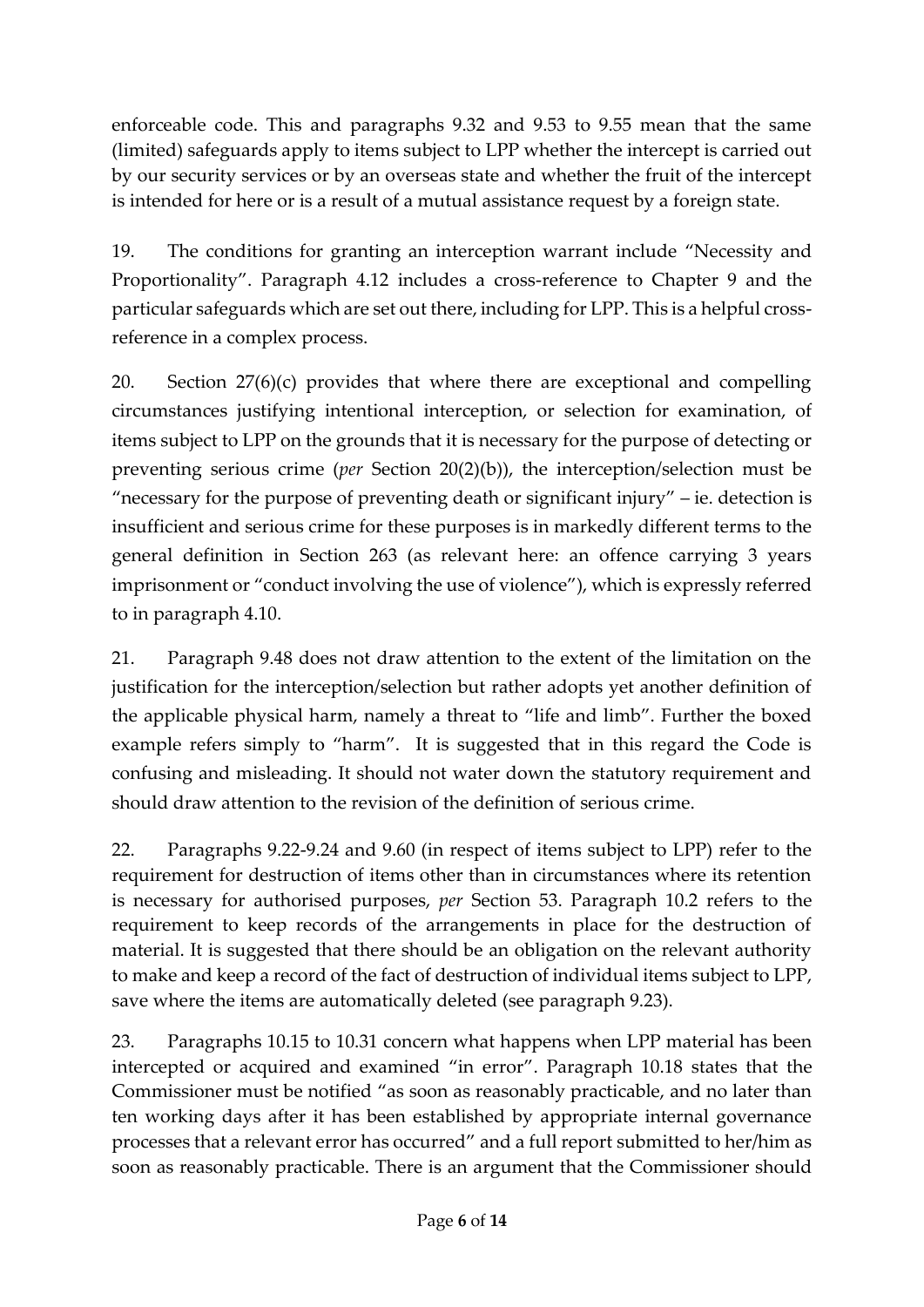enforceable code. This and paragraphs 9.32 and 9.53 to 9.55 mean that the same (limited) safeguards apply to items subject to LPP whether the intercept is carried out by our security services or by an overseas state and whether the fruit of the intercept is intended for here or is a result of a mutual assistance request by a foreign state.

19. The conditions for granting an interception warrant include "Necessity and Proportionality". Paragraph 4.12 includes a cross-reference to Chapter 9 and the particular safeguards which are set out there, including for LPP. This is a helpful cross-reference in a complex process.

20. Section 27(6)(c) provides that where there are exceptional and compelling circumstances justifying intentional interception, or selection for examination, of items subject to LPP on the grounds that it is necessary for the purpose of detecting or preventing serious crime (*per* Section 20(2)(b)), the interception/selection must be "necessary for the purpose of preventing death or significant injury" – ie. detection is insufficient and serious crime for these purposes is in markedly different terms to the general definition in Section 263 (as relevant here: an offence carrying 3 years imprisonment or "conduct involving the use of violence"), which is expressly referred to in paragraph 4.10.

21. Paragraph 9.48 does not draw attention to the extent of the limitation on the justification for the interception/selection but rather adopts yet another definition of the applicable physical harm, namely a threat to "life and limb". Further the boxed example refers simply to "harm". It is suggested that in this regard the Code is confusing and misleading. It should not water down the statutory requirement and should draw attention to the revision of the definition of serious crime.

22. Paragraphs 9.22-9.24 and 9.60 (in respect of items subject to LPP) refer to the requirement for destruction of items other than in circumstances where its retention is necessary for authorised purposes, *per* Section 53. Paragraph 10.2 refers to the requirement to keep records of the arrangements in place for the destruction of material. It is suggested that there should be an obligation on the relevant authority to make and keep a record of the fact of destruction of individual items subject to LPP, save where the items are automatically deleted (see paragraph 9.23).

23. Paragraphs 10.15 to 10.31 concern what happens when LPP material has been intercepted or acquired and examined "in error". Paragraph 10.18 states that the Commissioner must be notified "as soon as reasonably practicable, and no later than ten working days after it has been established by appropriate internal governance processes that a relevant error has occurred" and a full report submitted to her/him as soon as reasonably practicable. There is an argument that the Commissioner should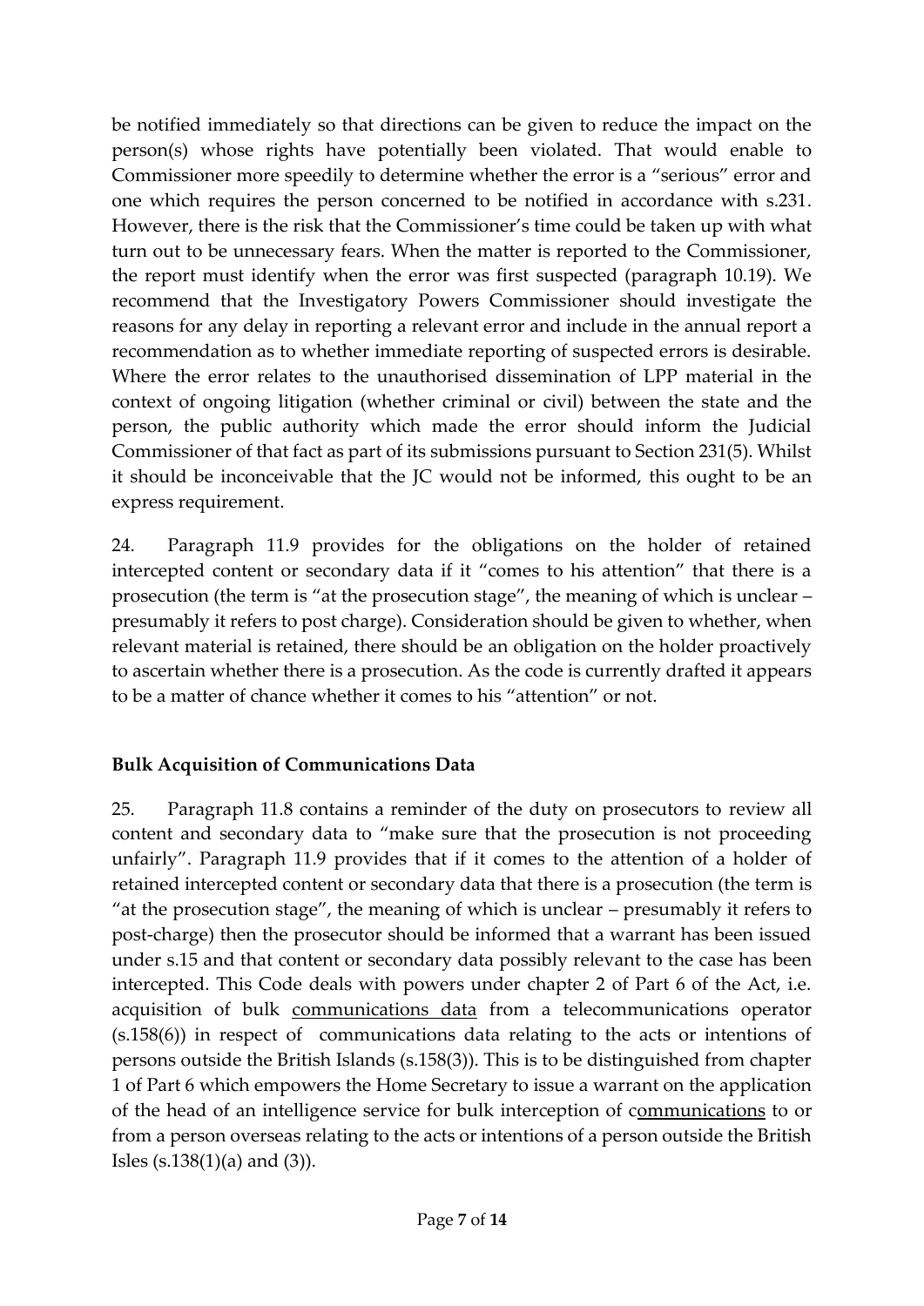be notified immediately so that directions can be given to reduce the impact on the person(s) whose rights have potentially been violated. That would enable to Commissioner more speedily to determine whether the error is a "serious" error and one which requires the person concerned to be notified in accordance with s.231. However, there is the risk that the Commissioner's time could be taken up with what turn out to be unnecessary fears. When the matter is reported to the Commissioner, the report must identify when the error was first suspected (paragraph 10.19). We recommend that the Investigatory Powers Commissioner should investigate the reasons for any delay in reporting a relevant error and include in the annual report a recommendation as to whether immediate reporting of suspected errors is desirable. Where the error relates to the unauthorised dissemination of LPP material in the context of ongoing litigation (whether criminal or civil) between the state and the person, the public authority which made the error should inform the Judicial Commissioner of that fact as part of its submissions pursuant to Section 231(5). Whilst it should be inconceivable that the JC would not be informed, this ought to be an express requirement.

24. Paragraph 11.9 provides for the obligations on the holder of retained intercepted content or secondary data if it "comes to his attention" that there is a prosecution (the term is "at the prosecution stage", the meaning of which is unclear – presumably it refers to post charge). Consideration should be given to whether, when relevant material is retained, there should be an obligation on the holder proactively to ascertain whether there is a prosecution. As the code is currently drafted it appears to be a matter of chance whether it comes to his "attention" or not.

**Bulk Acquisition of Communications Data**

25. Paragraph 11.8 contains a reminder of the duty on prosecutors to review all content and secondary data to "make sure that the prosecution is not proceeding unfairly". Paragraph 11.9 provides that if it comes to the attention of a holder of retained intercepted content or secondary data that there is a prosecution (the term is "at the prosecution stage", the meaning of which is unclear – presumably it refers to post-charge) then the prosecutor should be informed that a warrant has been issued under s.15 and that content or secondary data possibly relevant to the case has been intercepted. This Code deals with powers under chapter 2 of Part 6 of the Act, i.e. acquisition of bulk <u>communications data</u> from a telecommunications operator (s.158(6)) in respect of communications data relating to the acts or intentions of persons outside the British Islands (s.158(3)). This is to be distinguished from chapter 1 of Part 6 which empowers the Home Secretary to issue a warrant on the application of the head of an intelligence service for bulk interception of c<u>ommunications</u> to or from a person overseas relating to the acts or intentions of a person outside the British Isles (s.138(1)(a) and (3)).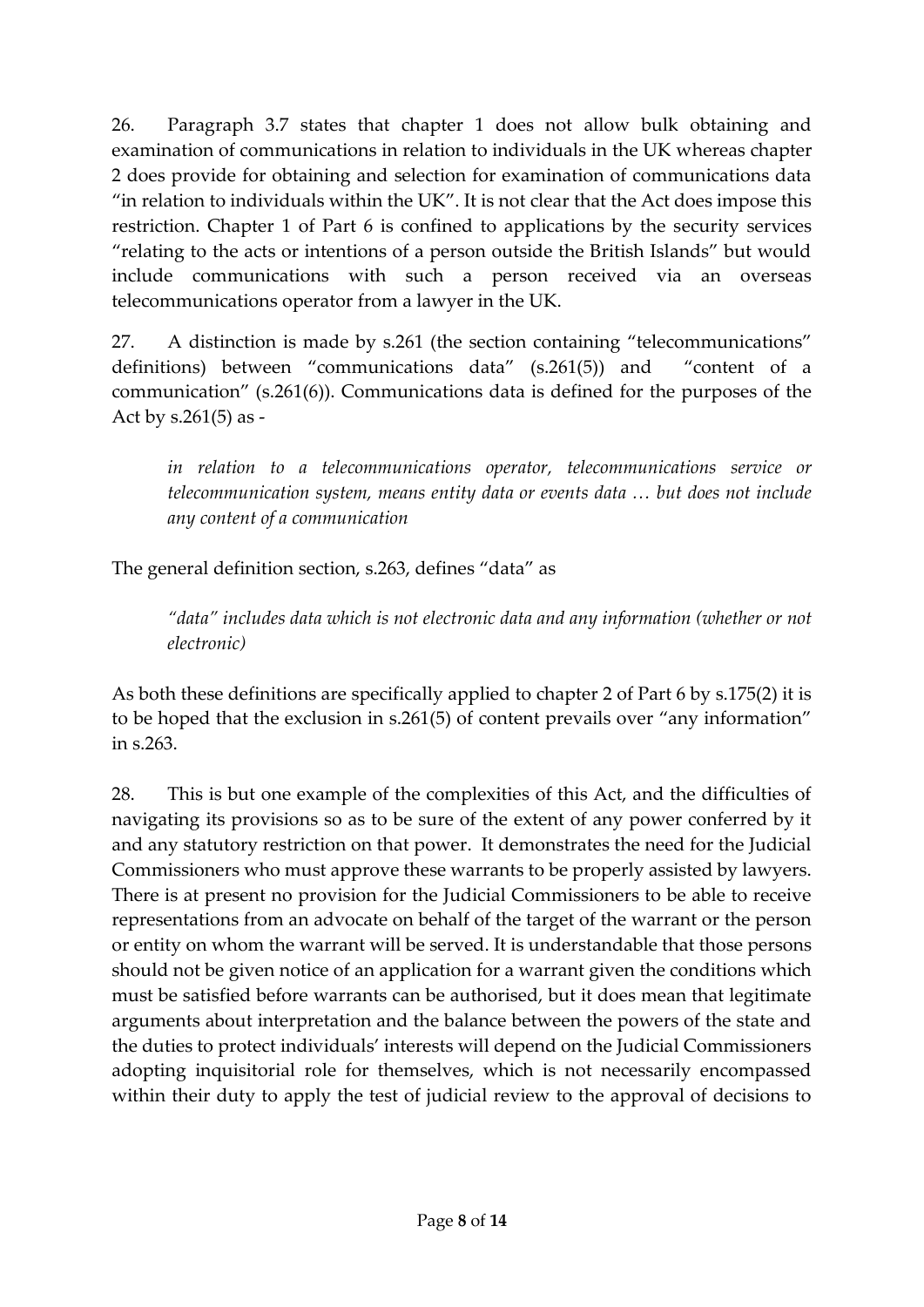26. Paragraph 3.7 states that chapter 1 does not allow bulk obtaining and examination of communications in relation to individuals in the UK whereas chapter 2 does provide for obtaining and selection for examination of communications data "in relation to individuals within the UK". It is not clear that the Act does impose this restriction. Chapter 1 of Part 6 is confined to applications by the security services "relating to the acts or intentions of a person outside the British Islands" but would include communications with such a person received via an overseas telecommunications operator from a lawyer in the UK.

27. A distinction is made by s.261 (the section containing "telecommunications" definitions) between "communications data" (s.261(5)) and "content of a communication" (s.261(6)). Communications data is defined for the purposes of the Act by s.261(5) as -

> *in relation to a telecommunications operator, telecommunications service or telecommunication system, means entity data or events data … but does not include any content of a communication*

The general definition section, s.263, defines "data" as

> *"data" includes data which is not electronic data and any information (whether or not electronic)*

As both these definitions are specifically applied to chapter 2 of Part 6 by s.175(2) it is to be hoped that the exclusion in s.261(5) of content prevails over "any information" in s.263.

28. This is but one example of the complexities of this Act, and the difficulties of navigating its provisions so as to be sure of the extent of any power conferred by it and any statutory restriction on that power. It demonstrates the need for the Judicial Commissioners who must approve these warrants to be properly assisted by lawyers. There is at present no provision for the Judicial Commissioners to be able to receive representations from an advocate on behalf of the target of the warrant or the person or entity on whom the warrant will be served. It is understandable that those persons should not be given notice of an application for a warrant given the conditions which must be satisfied before warrants can be authorised, but it does mean that legitimate arguments about interpretation and the balance between the powers of the state and the duties to protect individuals' interests will depend on the Judicial Commissioners adopting inquisitorial role for themselves, which is not necessarily encompassed within their duty to apply the test of judicial review to the approval of decisions to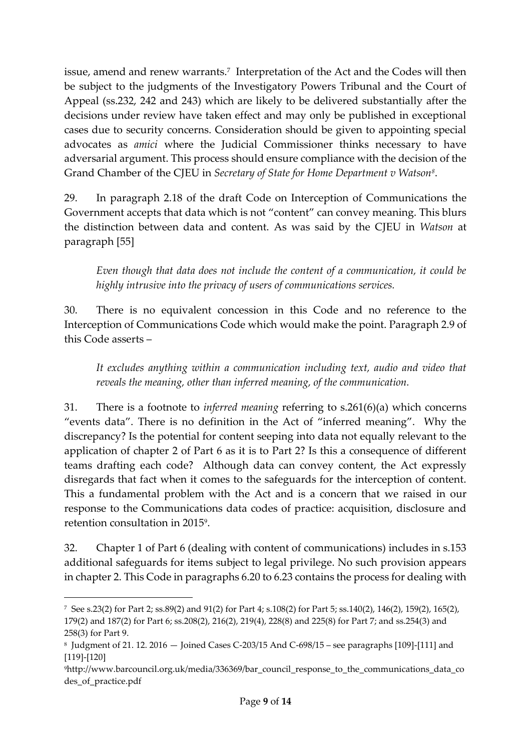issue, amend and renew warrants.[7] Interpretation of the Act and the Codes will then be subject to the judgments of the Investigatory Powers Tribunal and the Court of Appeal (ss.232, 242 and 243) which are likely to be delivered substantially after the decisions under review have taken effect and may only be published in exceptional cases due to security concerns. Consideration should be given to appointing special advocates as *amici* where the Judicial Commissioner thinks necessary to have adversarial argument. This process should ensure compliance with the decision of the Grand Chamber of the CJEU in *Secretary of State for Home Department v Watson*[8].

29. In paragraph 2.18 of the draft Code on Interception of Communications the Government accepts that data which is not "content" can convey meaning. This blurs the distinction between data and content. As was said by the CJEU in *Watson* at paragraph [55]

> *Even though that data does not include the content of a communication, it could be highly intrusive into the privacy of users of communications services.*

30. There is no equivalent concession in this Code and no reference to the Interception of Communications Code which would make the point. Paragraph 2.9 of this Code asserts –

> *It excludes anything within a communication including text, audio and video that reveals the meaning, other than inferred meaning, of the communication.*

31. There is a footnote to *inferred meaning* referring to s.261(6)(a) which concerns "events data". There is no definition in the Act of "inferred meaning". Why the discrepancy? Is the potential for content seeping into data not equally relevant to the application of chapter 2 of Part 6 as it is to Part 2? Is this a consequence of different teams drafting each code? Although data can convey content, the Act expressly disregards that fact when it comes to the safeguards for the interception of content. This a fundamental problem with the Act and is a concern that we raised in our response to the Communications data codes of practice: acquisition, disclosure and retention consultation in 2015[9].

32. Chapter 1 of Part 6 (dealing with content of communications) includes in s.153 additional safeguards for items subject to legal privilege. No such provision appears in chapter 2. This Code in paragraphs 6.20 to 6.23 contains the process for dealing with

---

[7] See s.23(2) for Part 2; ss.89(2) and 91(2) for Part 4; s.108(2) for Part 5; ss.140(2), 146(2), 159(2), 165(2), 179(2) and 187(2) for Part 6; ss.208(2), 216(2), 219(4), 228(8) and 225(8) for Part 7; and ss.254(3) and 258(3) for Part 9.

[8] Judgment of 21. 12. 2016 — Joined Cases C-203/15 And C-698/15 – see paragraphs [109]-[111] and [119]-[120]

[9] http://www.barcouncil.org.uk/media/336369/bar_council_response_to_the_communications_data_codes_of_practice.pdf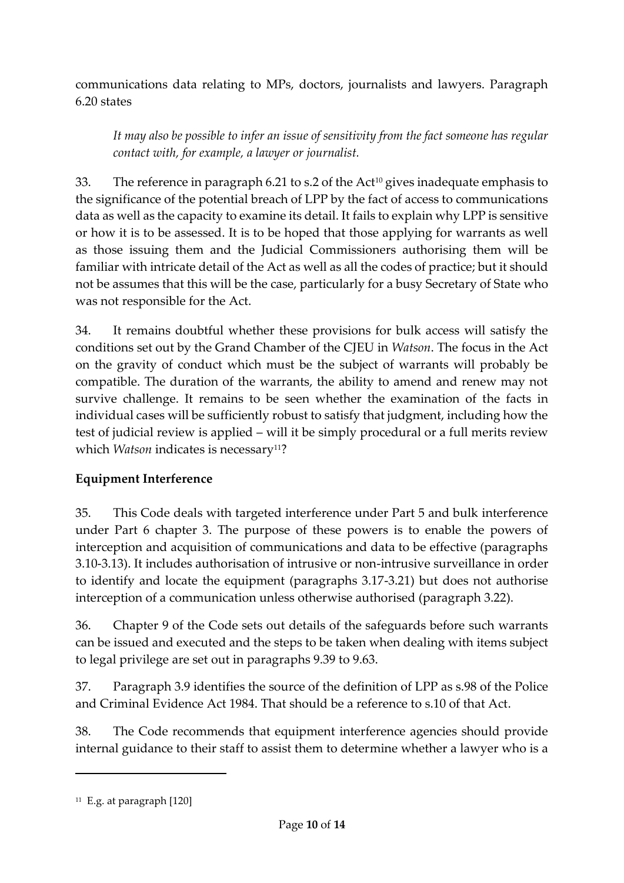communications data relating to MPs, doctors, journalists and lawyers. Paragraph 6.20 states

> *It may also be possible to infer an issue of sensitivity from the fact someone has regular contact with, for example, a lawyer or journalist.*

33. The reference in paragraph 6.21 to s.2 of the Act[10] gives inadequate emphasis to the significance of the potential breach of LPP by the fact of access to communications data as well as the capacity to examine its detail. It fails to explain why LPP is sensitive or how it is to be assessed. It is to be hoped that those applying for warrants as well as those issuing them and the Judicial Commissioners authorising them will be familiar with intricate detail of the Act as well as all the codes of practice; but it should not be assumes that this will be the case, particularly for a busy Secretary of State who was not responsible for the Act.

34. It remains doubtful whether these provisions for bulk access will satisfy the conditions set out by the Grand Chamber of the CJEU in *Watson*. The focus in the Act on the gravity of conduct which must be the subject of warrants will probably be compatible. The duration of the warrants, the ability to amend and renew may not survive challenge. It remains to be seen whether the examination of the facts in individual cases will be sufficiently robust to satisfy that judgment, including how the test of judicial review is applied – will it be simply procedural or a full merits review which *Watson* indicates is necessary[11]?

## Equipment Interference

35. This Code deals with targeted interference under Part 5 and bulk interference under Part 6 chapter 3. The purpose of these powers is to enable the powers of interception and acquisition of communications and data to be effective (paragraphs 3.10-3.13). It includes authorisation of intrusive or non-intrusive surveillance in order to identify and locate the equipment (paragraphs 3.17-3.21) but does not authorise interception of a communication unless otherwise authorised (paragraph 3.22).

36. Chapter 9 of the Code sets out details of the safeguards before such warrants can be issued and executed and the steps to be taken when dealing with items subject to legal privilege are set out in paragraphs 9.39 to 9.63.

37. Paragraph 3.9 identifies the source of the definition of LPP as s.98 of the Police and Criminal Evidence Act 1984. That should be a reference to s.10 of that Act.

38. The Code recommends that equipment interference agencies should provide internal guidance to their staff to assist them to determine whether a lawyer who is a

---

[11] E.g. at paragraph [120]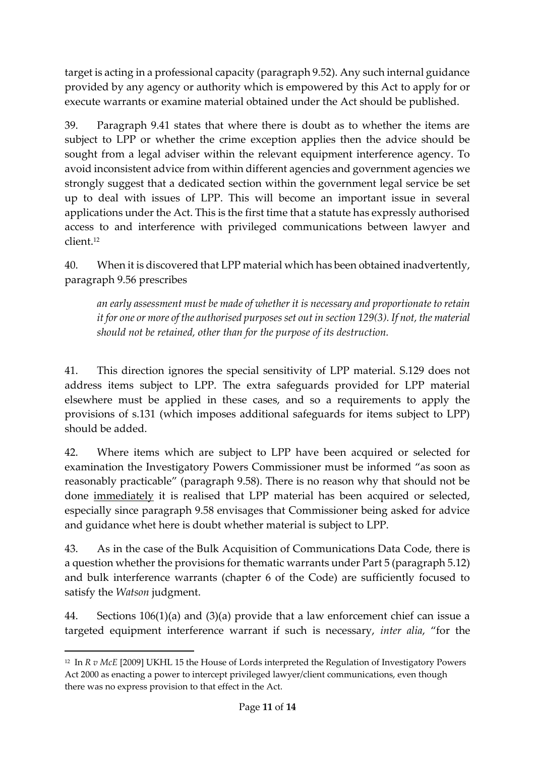target is acting in a professional capacity (paragraph 9.52). Any such internal guidance provided by any agency or authority which is empowered by this Act to apply for or execute warrants or examine material obtained under the Act should be published.

39. Paragraph 9.41 states that where there is doubt as to whether the items are subject to LPP or whether the crime exception applies then the advice should be sought from a legal adviser within the relevant equipment interference agency. To avoid inconsistent advice from within different agencies and government agencies we strongly suggest that a dedicated section within the government legal service be set up to deal with issues of LPP. This will become an important issue in several applications under the Act. This is the first time that a statute has expressly authorised access to and interference with privileged communications between lawyer and client.[12]

40. When it is discovered that LPP material which has been obtained inadvertently, paragraph 9.56 prescribes

> *an early assessment must be made of whether it is necessary and proportionate to retain it for one or more of the authorised purposes set out in section 129(3). If not, the material should not be retained, other than for the purpose of its destruction.*

41. This direction ignores the special sensitivity of LPP material. S.129 does not address items subject to LPP. The extra safeguards provided for LPP material elsewhere must be applied in these cases, and so a requirements to apply the provisions of s.131 (which imposes additional safeguards for items subject to LPP) should be added.

42. Where items which are subject to LPP have been acquired or selected for examination the Investigatory Powers Commissioner must be informed "as soon as reasonably practicable" (paragraph 9.58). There is no reason why that should not be done <u>immediately</u> it is realised that LPP material has been acquired or selected, especially since paragraph 9.58 envisages that Commissioner being asked for advice and guidance whet here is doubt whether material is subject to LPP.

43. As in the case of the Bulk Acquisition of Communications Data Code, there is a question whether the provisions for thematic warrants under Part 5 (paragraph 5.12) and bulk interference warrants (chapter 6 of the Code) are sufficiently focused to satisfy the *Watson* judgment.

44. Sections 106(1)(a) and (3)(a) provide that a law enforcement chief can issue a targeted equipment interference warrant if such is necessary, *inter alia*, "for the

---

[12] In *R v McE* [2009] UKHL 15 the House of Lords interpreted the Regulation of Investigatory Powers Act 2000 as enacting a power to intercept privileged lawyer/client communications, even though there was no express provision to that effect in the Act.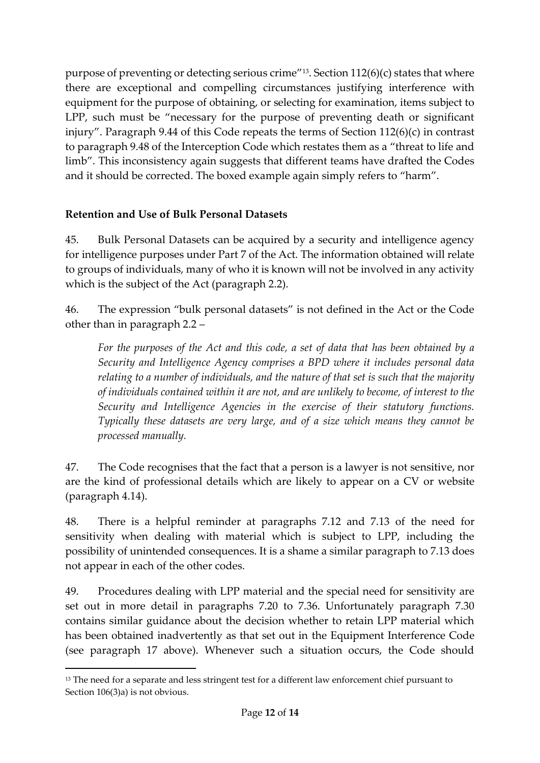purpose of preventing or detecting serious crime"[13]. Section 112(6)(c) states that where there are exceptional and compelling circumstances justifying interference with equipment for the purpose of obtaining, or selecting for examination, items subject to LPP, such must be "necessary for the purpose of preventing death or significant injury". Paragraph 9.44 of this Code repeats the terms of Section 112(6)(c) in contrast to paragraph 9.48 of the Interception Code which restates them as a "threat to life and limb". This inconsistency again suggests that different teams have drafted the Codes and it should be corrected. The boxed example again simply refers to "harm".

**Retention and Use of Bulk Personal Datasets**

45. Bulk Personal Datasets can be acquired by a security and intelligence agency for intelligence purposes under Part 7 of the Act. The information obtained will relate to groups of individuals, many of who it is known will not be involved in any activity which is the subject of the Act (paragraph 2.2).

46. The expression "bulk personal datasets" is not defined in the Act or the Code other than in paragraph 2.2 –

> *For the purposes of the Act and this code, a set of data that has been obtained by a Security and Intelligence Agency comprises a BPD where it includes personal data relating to a number of individuals, and the nature of that set is such that the majority of individuals contained within it are not, and are unlikely to become, of interest to the Security and Intelligence Agencies in the exercise of their statutory functions. Typically these datasets are very large, and of a size which means they cannot be processed manually.*

47. The Code recognises that the fact that a person is a lawyer is not sensitive, nor are the kind of professional details which are likely to appear on a CV or website (paragraph 4.14).

48. There is a helpful reminder at paragraphs 7.12 and 7.13 of the need for sensitivity when dealing with material which is subject to LPP, including the possibility of unintended consequences. It is a shame a similar paragraph to 7.13 does not appear in each of the other codes.

49. Procedures dealing with LPP material and the special need for sensitivity are set out in more detail in paragraphs 7.20 to 7.36. Unfortunately paragraph 7.30 contains similar guidance about the decision whether to retain LPP material which has been obtained inadvertently as that set out in the Equipment Interference Code (see paragraph 17 above). Whenever such a situation occurs, the Code should

---

[13] The need for a separate and less stringent test for a different law enforcement chief pursuant to Section 106(3)a) is not obvious.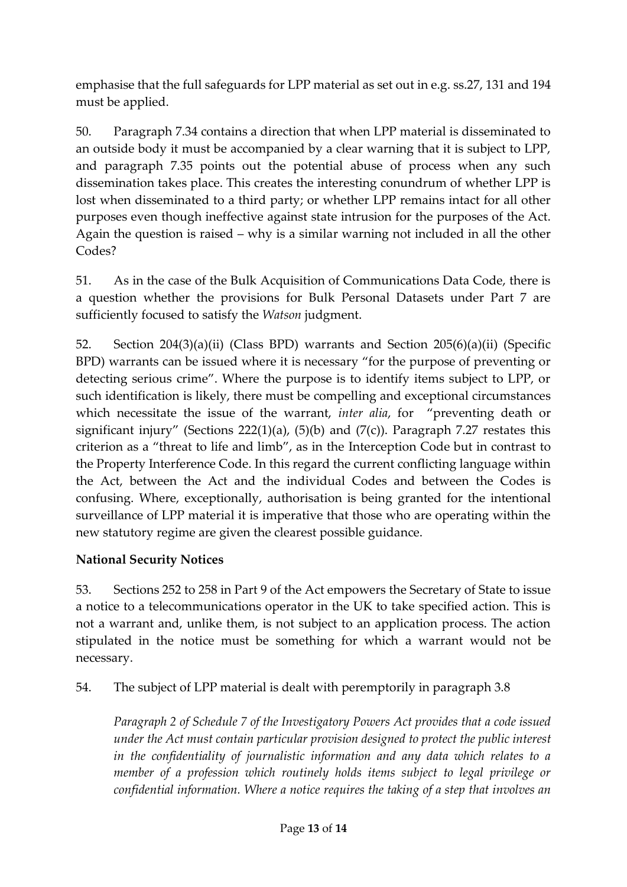emphasise that the full safeguards for LPP material as set out in e.g. ss.27, 131 and 194 must be applied.

50. Paragraph 7.34 contains a direction that when LPP material is disseminated to an outside body it must be accompanied by a clear warning that it is subject to LPP, and paragraph 7.35 points out the potential abuse of process when any such dissemination takes place. This creates the interesting conundrum of whether LPP is lost when disseminated to a third party; or whether LPP remains intact for all other purposes even though ineffective against state intrusion for the purposes of the Act. Again the question is raised – why is a similar warning not included in all the other Codes?

51. As in the case of the Bulk Acquisition of Communications Data Code, there is a question whether the provisions for Bulk Personal Datasets under Part 7 are sufficiently focused to satisfy the *Watson* judgment.

52. Section 204(3)(a)(ii) (Class BPD) warrants and Section 205(6)(a)(ii) (Specific BPD) warrants can be issued where it is necessary "for the purpose of preventing or detecting serious crime". Where the purpose is to identify items subject to LPP, or such identification is likely, there must be compelling and exceptional circumstances which necessitate the issue of the warrant, *inter alia*, for "preventing death or significant injury" (Sections 222(1)(a), (5)(b) and (7(c)). Paragraph 7.27 restates this criterion as a "threat to life and limb", as in the Interception Code but in contrast to the Property Interference Code. In this regard the current conflicting language within the Act, between the Act and the individual Codes and between the Codes is confusing. Where, exceptionally, authorisation is being granted for the intentional surveillance of LPP material it is imperative that those who are operating within the new statutory regime are given the clearest possible guidance.

**National Security Notices**

53. Sections 252 to 258 in Part 9 of the Act empowers the Secretary of State to issue a notice to a telecommunications operator in the UK to take specified action. This is not a warrant and, unlike them, is not subject to an application process. The action stipulated in the notice must be something for which a warrant would not be necessary.

54. The subject of LPP material is dealt with peremptorily in paragraph 3.8

> *Paragraph 2 of Schedule 7 of the Investigatory Powers Act provides that a code issued under the Act must contain particular provision designed to protect the public interest in the confidentiality of journalistic information and any data which relates to a member of a profession which routinely holds items subject to legal privilege or confidential information. Where a notice requires the taking of a step that involves an*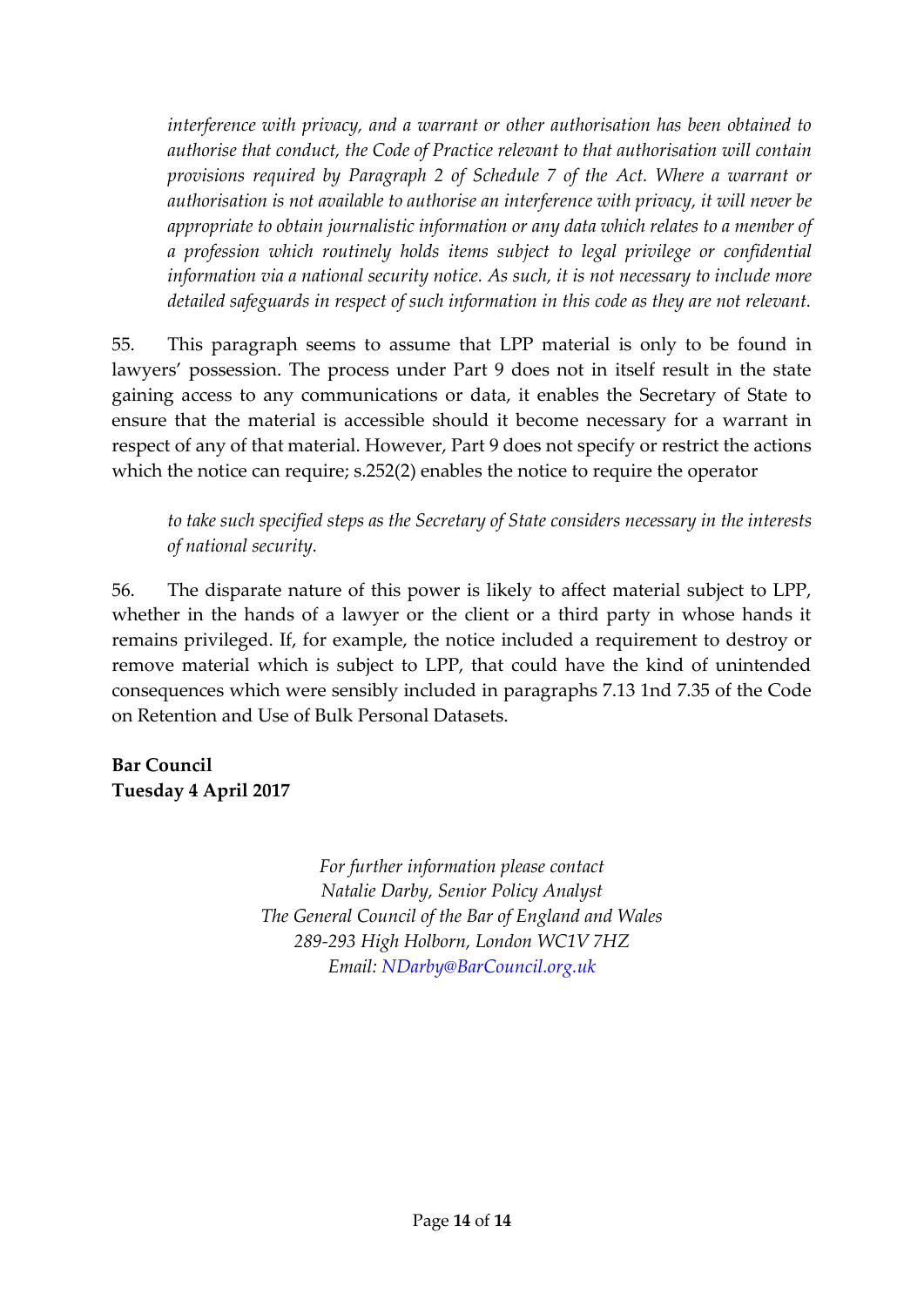> *interference with privacy, and a warrant or other authorisation has been obtained to authorise that conduct, the Code of Practice relevant to that authorisation will contain provisions required by Paragraph 2 of Schedule 7 of the Act. Where a warrant or authorisation is not available to authorise an interference with privacy, it will never be appropriate to obtain journalistic information or any data which relates to a member of a profession which routinely holds items subject to legal privilege or confidential information via a national security notice. As such, it is not necessary to include more detailed safeguards in respect of such information in this code as they are not relevant.*

55. This paragraph seems to assume that LPP material is only to be found in lawyers' possession. The process under Part 9 does not in itself result in the state gaining access to any communications or data, it enables the Secretary of State to ensure that the material is accessible should it become necessary for a warrant in respect of any of that material. However, Part 9 does not specify or restrict the actions which the notice can require; s.252(2) enables the notice to require the operator

> *to take such specified steps as the Secretary of State considers necessary in the interests of national security.*

56. The disparate nature of this power is likely to affect material subject to LPP, whether in the hands of a lawyer or the client or a third party in whose hands it remains privileged. If, for example, the notice included a requirement to destroy or remove material which is subject to LPP, that could have the kind of unintended consequences which were sensibly included in paragraphs 7.13 1nd 7.35 of the Code on Retention and Use of Bulk Personal Datasets.

**Bar Council**
**Tuesday 4 April 2017**

*For further information please contact*
*Natalie Darby, Senior Policy Analyst*
*The General Council of the Bar of England and Wales*
*289-293 High Holborn, London WC1V 7HZ*
*Email: NDarby@BarCouncil.org.uk*